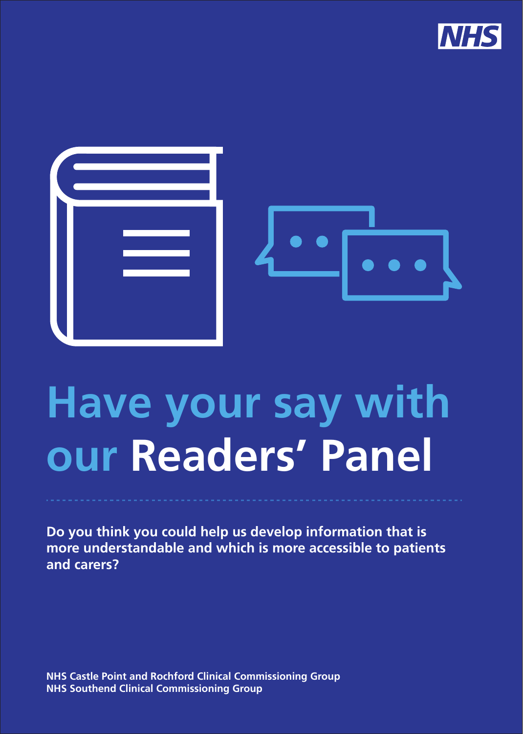# Have your say with our Readers' Panel

**Do you think you could help us develop information that is more understandable and which is more accessible to patients and carers?**

**NHS Castle Point and Rochford Clinical Commissioning Group**
**NHS Southend Clinical Commissioning Group**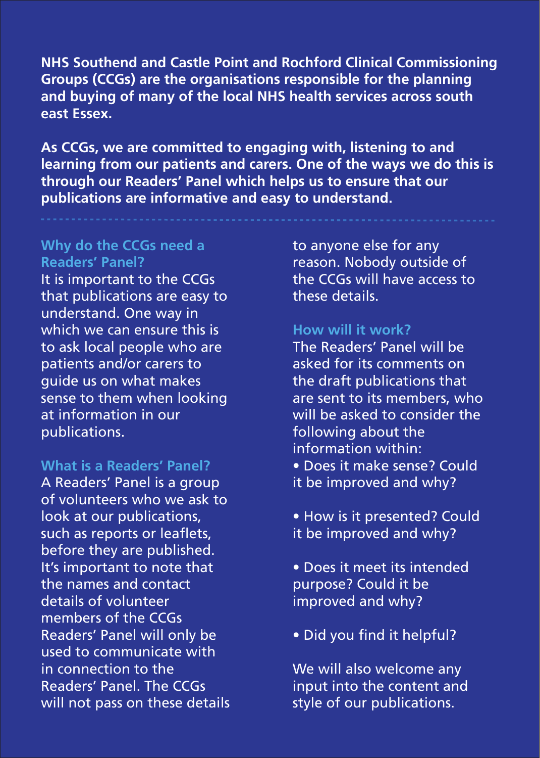**NHS Southend and Castle Point and Rochford Clinical Commissioning Groups (CCGs) are the organisations responsible for the planning and buying of many of the local NHS health services across south east Essex.**

**As CCGs, we are committed to engaging with, listening to and learning from our patients and carers. One of the ways we do this is through our Readers' Panel which helps us to ensure that our publications are informative and easy to understand.**

---

### Why do the CCGs need a Readers' Panel?

It is important to the CCGs that publications are easy to understand. One way in which we can ensure this is to ask local people who are patients and/or carers to guide us on what makes sense to them when looking at information in our publications.

### What is a Readers' Panel?

A Readers' Panel is a group of volunteers who we ask to look at our publications, such as reports or leaflets, before they are published. It's important to note that the names and contact details of volunteer members of the CCGs Readers' Panel will only be used to communicate with in connection to the Readers' Panel. The CCGs will not pass on these details to anyone else for any reason. Nobody outside of the CCGs will have access to these details.

### How will it work?

The Readers' Panel will be asked for its comments on the draft publications that are sent to its members, who will be asked to consider the following about the information within:

- Does it make sense? Could it be improved and why?
- How is it presented? Could it be improved and why?
- Does it meet its intended purpose? Could it be improved and why?
- Did you find it helpful?

We will also welcome any input into the content and style of our publications.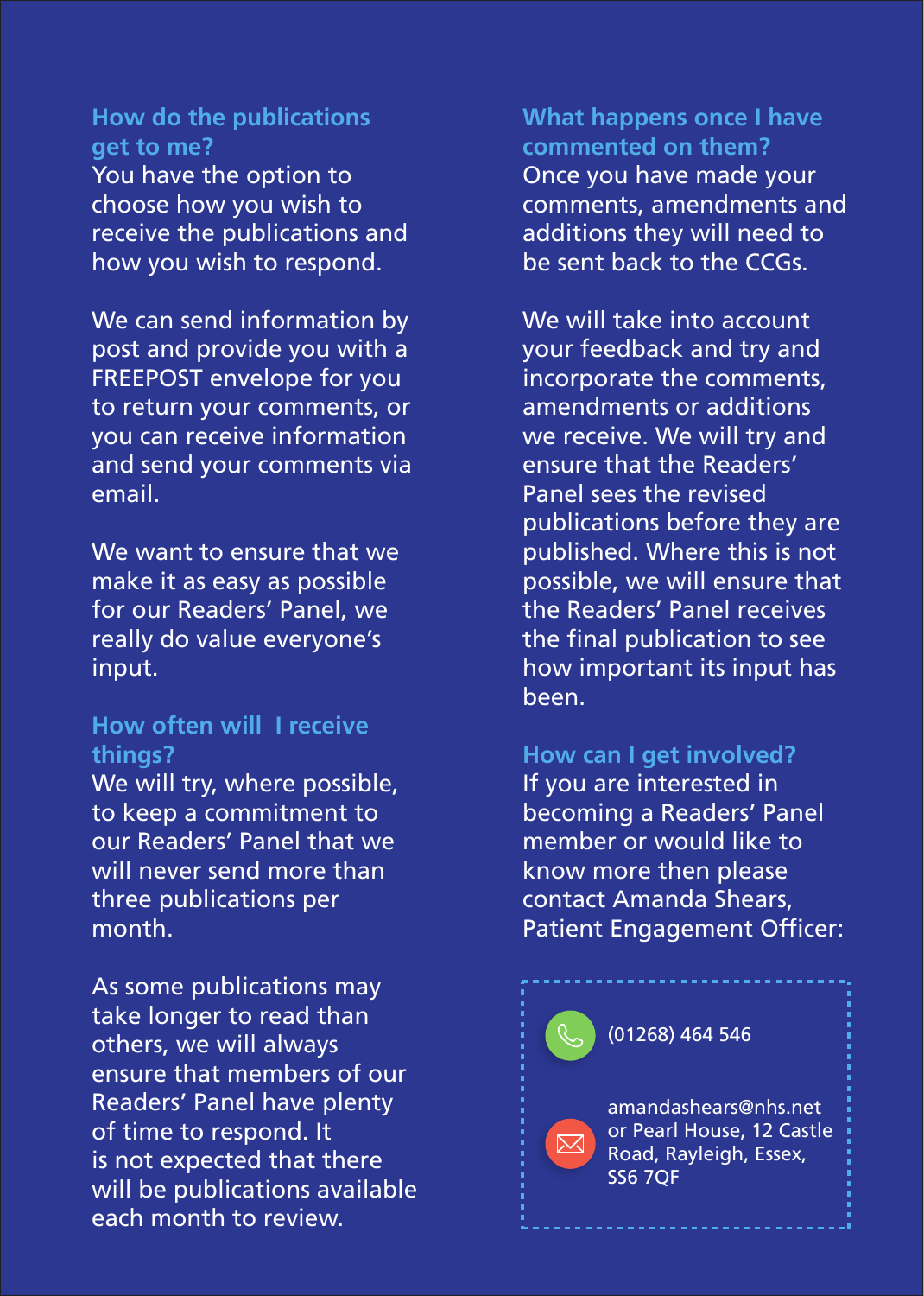## How do the publications get to me?

You have the option to choose how you wish to receive the publications and how you wish to respond.

We can send information by post and provide you with a FREEPOST envelope for you to return your comments, or you can receive information and send your comments via email.

We want to ensure that we make it as easy as possible for our Readers' Panel, we really do value everyone's input.

## How often will I receive things?

We will try, where possible, to keep a commitment to our Readers' Panel that we will never send more than three publications per month.

As some publications may take longer to read than others, we will always ensure that members of our Readers' Panel have plenty of time to respond. It is not expected that there will be publications available each month to review.

## What happens once I have commented on them?

Once you have made your comments, amendments and additions they will need to be sent back to the CCGs.

We will take into account your feedback and try and incorporate the comments, amendments or additions we receive. We will try and ensure that the Readers' Panel sees the revised publications before they are published. Where this is not possible, we will ensure that the Readers' Panel receives the final publication to see how important its input has been.

## How can I get involved?

If you are interested in becoming a Readers' Panel member or would like to know more then please contact Amanda Shears, Patient Engagement Officer:

(01268) 464 546

amandashears@nhs.net or Pearl House, 12 Castle Road, Rayleigh, Essex, SS6 7QF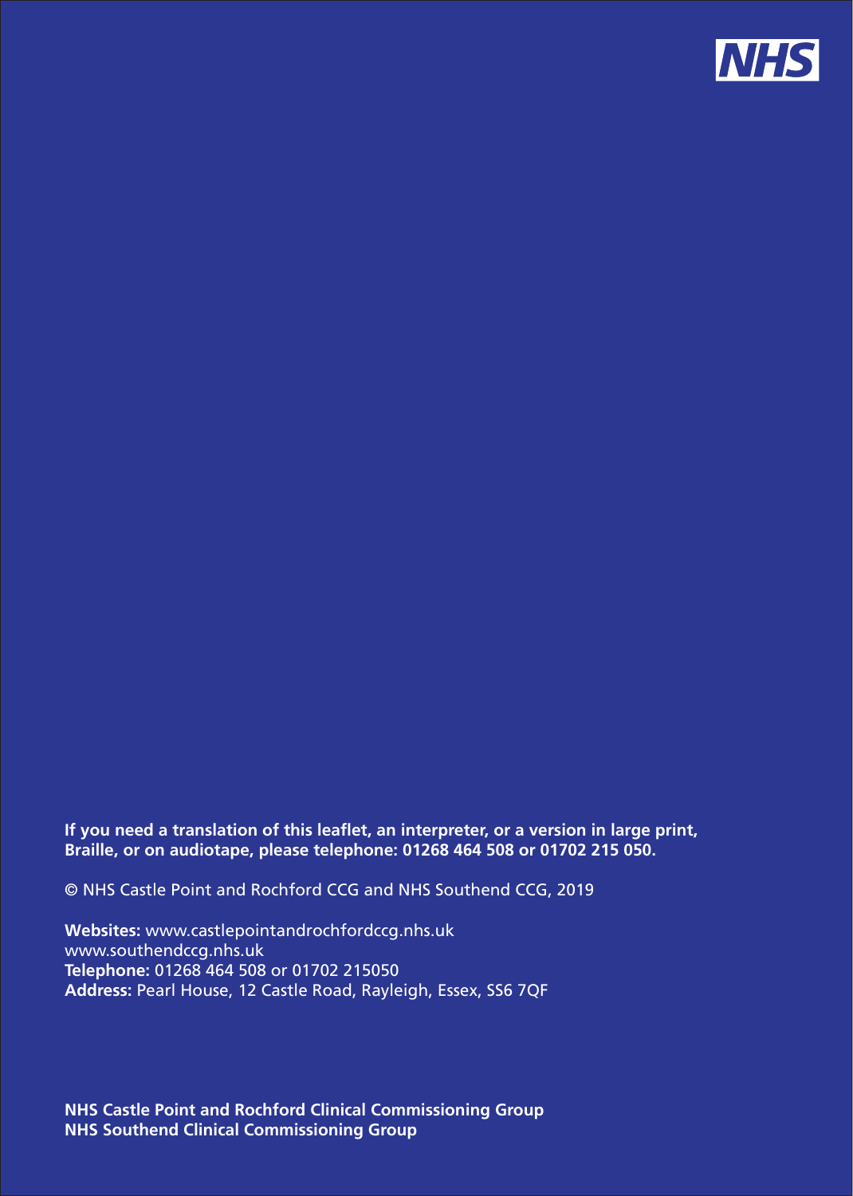NHS

**If you need a translation of this leaflet, an interpreter, or a version in large print, Braille, or on audiotape, please telephone: 01268 464 508 or 01702 215 050.**

© NHS Castle Point and Rochford CCG and NHS Southend CCG, 2019

**Websites:** www.castlepointandrochfordccg.nhs.uk
www.southendccg.nhs.uk
**Telephone:** 01268 464 508 or 01702 215050
**Address:** Pearl House, 12 Castle Road, Rayleigh, Essex, SS6 7QF

**NHS Castle Point and Rochford Clinical Commissioning Group**
**NHS Southend Clinical Commissioning Group**